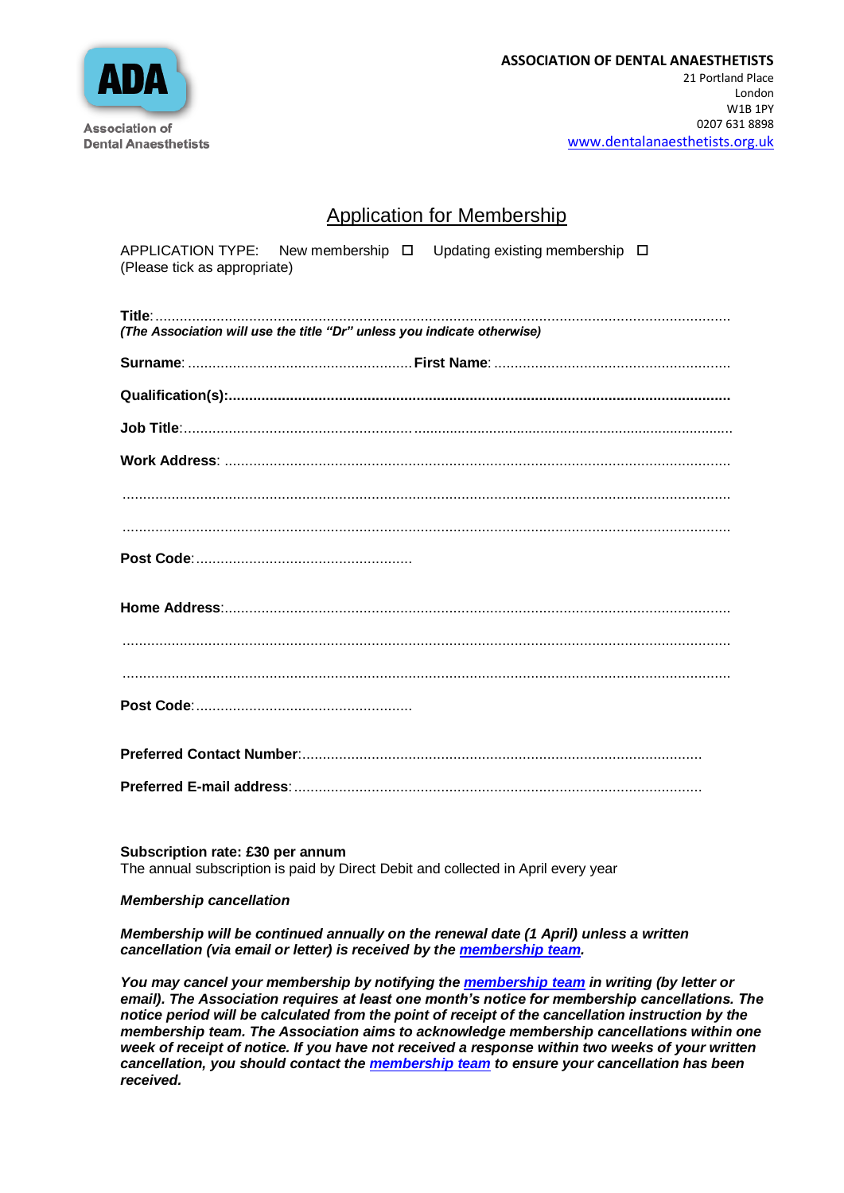ADA

Association of Dental Anaesthetists

**ASSOCIATION OF DENTAL ANAESTHETISTS**
21 Portland Place
London
W1B 1PY
0207 631 8898
www.dentalanaesthetists.org.uk

# Application for Membership

APPLICATION TYPE: New membership ☐ Updating existing membership ☐
(Please tick as appropriate)

**Title**:.......................................................................................................................................
***(The Association will use the title "Dr" unless you indicate otherwise)***

**Surname**: ...................................................... **First Name**: .........................................................

**Qualification(s):**.........................................................................................................................

**Job Title**:......................................................................................................................................

**Work Address**: ..........................................................................................................................

.....................................................................................................................................................

.....................................................................................................................................................

**Post Code**:....................................................

**Home Address**:..........................................................................................................................

.....................................................................................................................................................

.....................................................................................................................................................

**Post Code**:....................................................

**Preferred Contact Number**:.................................................................................................

**Preferred E-mail address**:...................................................................................................

**Subscription rate: £30 per annum**
The annual subscription is paid by Direct Debit and collected in April every year

***Membership cancellation***

***Membership will be continued annually on the renewal date (1 April) unless a written cancellation (via email or letter) is received by the membership team.***

***You may cancel your membership by notifying the membership team in writing (by letter or email). The Association requires at least one month's notice for membership cancellations. The notice period will be calculated from the point of receipt of the cancellation instruction by the membership team. The Association aims to acknowledge membership cancellations within one week of receipt of notice. If you have not received a response within two weeks of your written cancellation, you should contact the membership team to ensure your cancellation has been received.***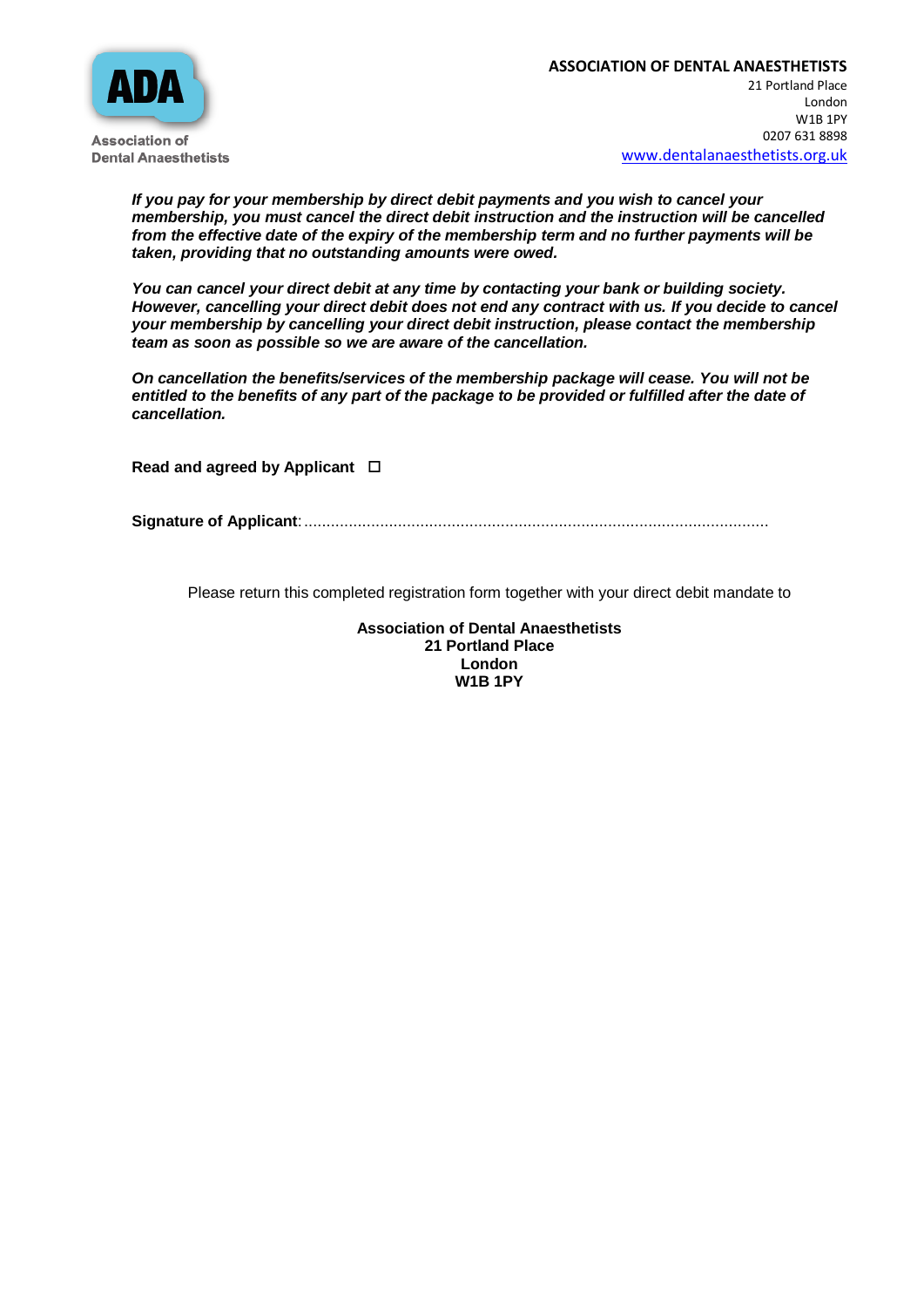ASSOCIATION OF DENTAL ANAESTHETISTS
21 Portland Place
London
W1B 1PY
0207 631 8898
www.dentalanaesthetists.org.uk

Association of Dental Anaesthetists

***If you pay for your membership by direct debit payments and you wish to cancel your membership, you must cancel the direct debit instruction and the instruction will be cancelled from the effective date of the expiry of the membership term and no further payments will be taken, providing that no outstanding amounts were owed.***

***You can cancel your direct debit at any time by contacting your bank or building society. However, cancelling your direct debit does not end any contract with us. If you decide to cancel your membership by cancelling your direct debit instruction, please contact the membership team as soon as possible so we are aware of the cancellation.***

***On cancellation the benefits/services of the membership package will cease. You will not be entitled to the benefits of any part of the package to be provided or fulfilled after the date of cancellation.***

**Read and agreed by Applicant** ☐

**Signature of Applicant**: ........................................................................................................

Please return this completed registration form together with your direct debit mandate to

**Association of Dental Anaesthetists**
**21 Portland Place**
**London**
**W1B 1PY**